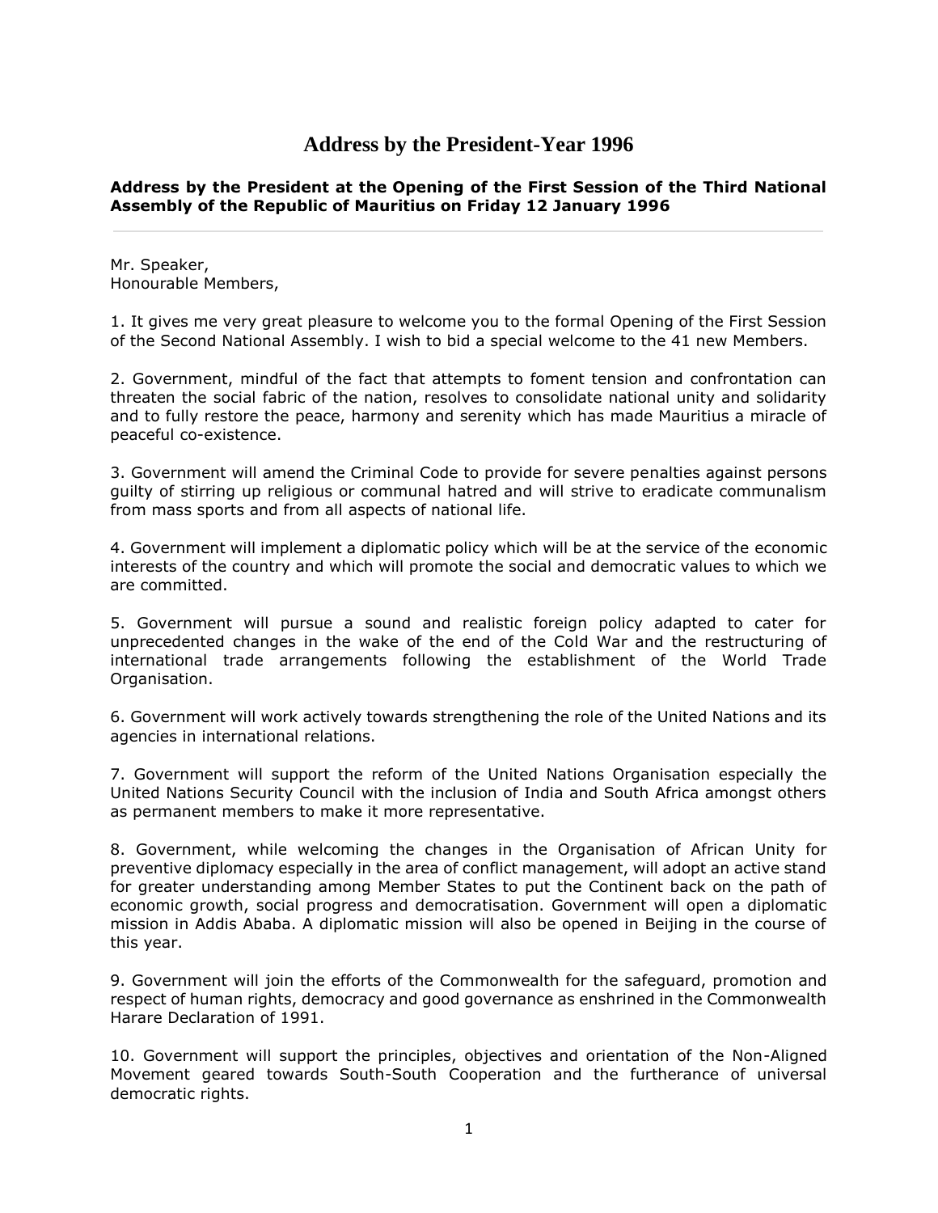# Address by the President-Year 1996

**Address by the President at the Opening of the First Session of the Third National Assembly of the Republic of Mauritius on Friday 12 January 1996**

---

Mr. Speaker,
Honourable Members,

1. It gives me very great pleasure to welcome you to the formal Opening of the First Session of the Second National Assembly. I wish to bid a special welcome to the 41 new Members.

2. Government, mindful of the fact that attempts to foment tension and confrontation can threaten the social fabric of the nation, resolves to consolidate national unity and solidarity and to fully restore the peace, harmony and serenity which has made Mauritius a miracle of peaceful co-existence.

3. Government will amend the Criminal Code to provide for severe penalties against persons guilty of stirring up religious or communal hatred and will strive to eradicate communalism from mass sports and from all aspects of national life.

4. Government will implement a diplomatic policy which will be at the service of the economic interests of the country and which will promote the social and democratic values to which we are committed.

5. Government will pursue a sound and realistic foreign policy adapted to cater for unprecedented changes in the wake of the end of the Cold War and the restructuring of international trade arrangements following the establishment of the World Trade Organisation.

6. Government will work actively towards strengthening the role of the United Nations and its agencies in international relations.

7. Government will support the reform of the United Nations Organisation especially the United Nations Security Council with the inclusion of India and South Africa amongst others as permanent members to make it more representative.

8. Government, while welcoming the changes in the Organisation of African Unity for preventive diplomacy especially in the area of conflict management, will adopt an active stand for greater understanding among Member States to put the Continent back on the path of economic growth, social progress and democratisation. Government will open a diplomatic mission in Addis Ababa. A diplomatic mission will also be opened in Beijing in the course of this year.

9. Government will join the efforts of the Commonwealth for the safeguard, promotion and respect of human rights, democracy and good governance as enshrined in the Commonwealth Harare Declaration of 1991.

10. Government will support the principles, objectives and orientation of the Non-Aligned Movement geared towards South-South Cooperation and the furtherance of universal democratic rights.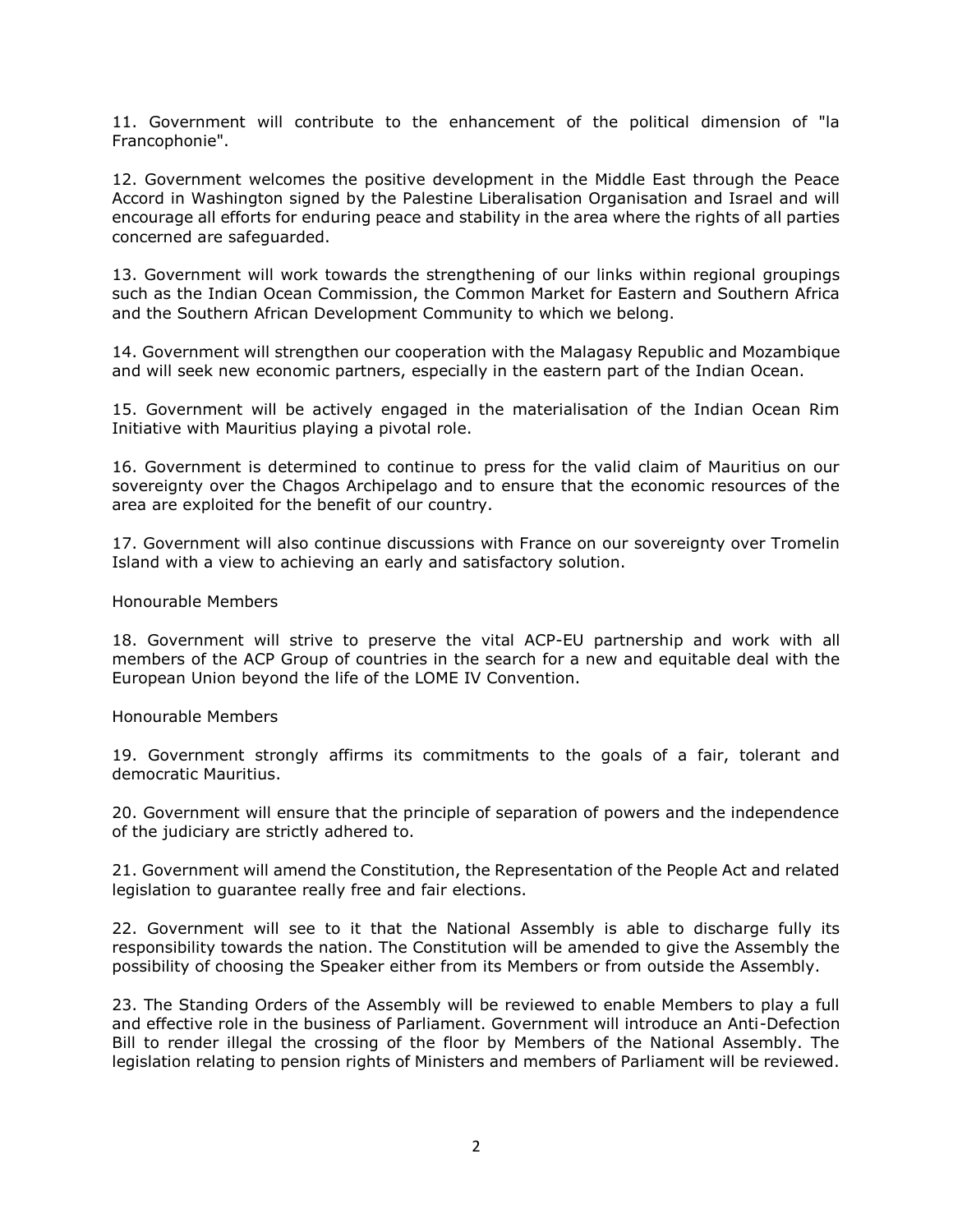11. Government will contribute to the enhancement of the political dimension of "la Francophonie".

12. Government welcomes the positive development in the Middle East through the Peace Accord in Washington signed by the Palestine Liberalisation Organisation and Israel and will encourage all efforts for enduring peace and stability in the area where the rights of all parties concerned are safeguarded.

13. Government will work towards the strengthening of our links within regional groupings such as the Indian Ocean Commission, the Common Market for Eastern and Southern Africa and the Southern African Development Community to which we belong.

14. Government will strengthen our cooperation with the Malagasy Republic and Mozambique and will seek new economic partners, especially in the eastern part of the Indian Ocean.

15. Government will be actively engaged in the materialisation of the Indian Ocean Rim Initiative with Mauritius playing a pivotal role.

16. Government is determined to continue to press for the valid claim of Mauritius on our sovereignty over the Chagos Archipelago and to ensure that the economic resources of the area are exploited for the benefit of our country.

17. Government will also continue discussions with France on our sovereignty over Tromelin Island with a view to achieving an early and satisfactory solution.

Honourable Members

18. Government will strive to preserve the vital ACP-EU partnership and work with all members of the ACP Group of countries in the search for a new and equitable deal with the European Union beyond the life of the LOME IV Convention.

Honourable Members

19. Government strongly affirms its commitments to the goals of a fair, tolerant and democratic Mauritius.

20. Government will ensure that the principle of separation of powers and the independence of the judiciary are strictly adhered to.

21. Government will amend the Constitution, the Representation of the People Act and related legislation to guarantee really free and fair elections.

22. Government will see to it that the National Assembly is able to discharge fully its responsibility towards the nation. The Constitution will be amended to give the Assembly the possibility of choosing the Speaker either from its Members or from outside the Assembly.

23. The Standing Orders of the Assembly will be reviewed to enable Members to play a full and effective role in the business of Parliament. Government will introduce an Anti-Defection Bill to render illegal the crossing of the floor by Members of the National Assembly. The legislation relating to pension rights of Ministers and members of Parliament will be reviewed.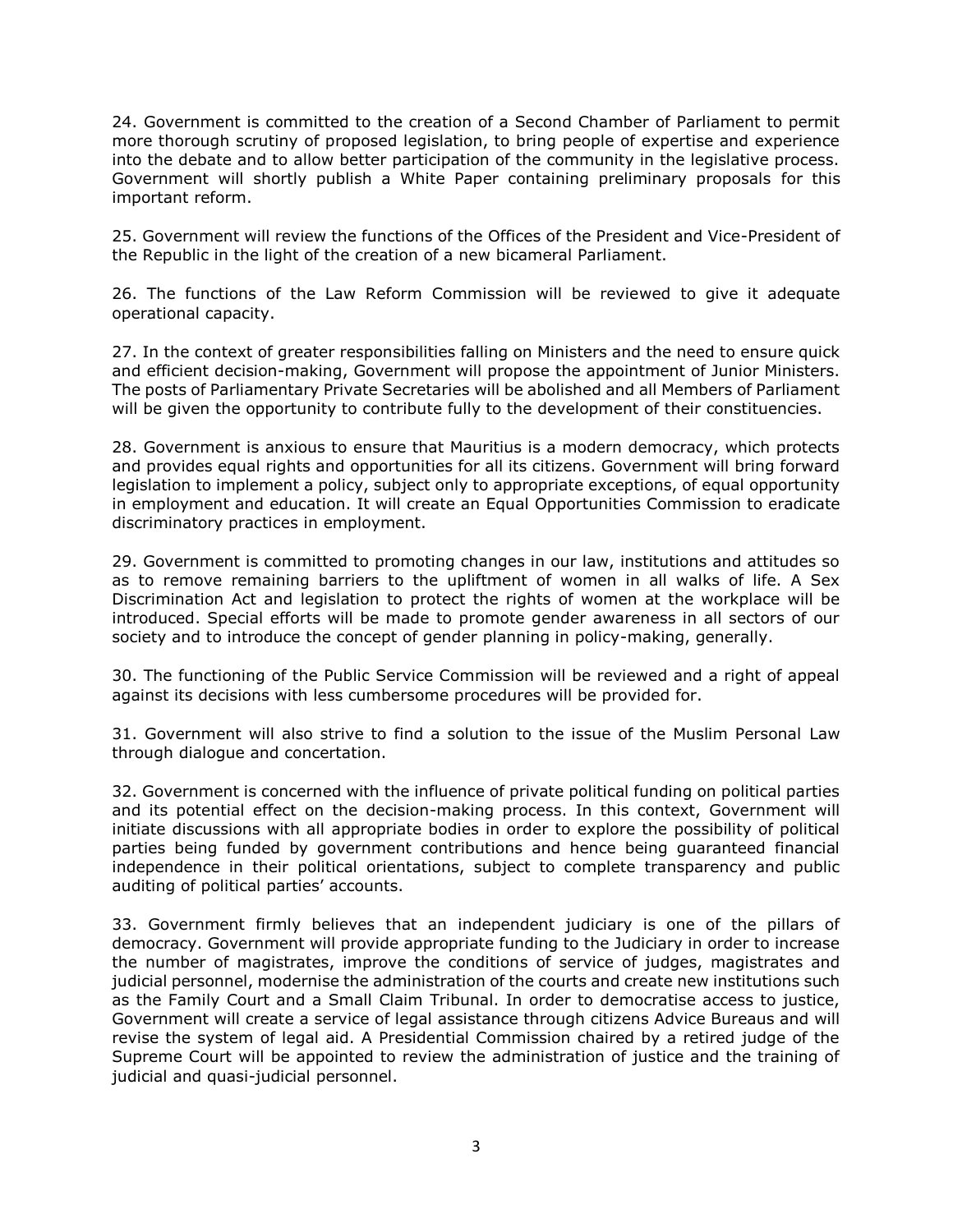24. Government is committed to the creation of a Second Chamber of Parliament to permit more thorough scrutiny of proposed legislation, to bring people of expertise and experience into the debate and to allow better participation of the community in the legislative process. Government will shortly publish a White Paper containing preliminary proposals for this important reform.

25. Government will review the functions of the Offices of the President and Vice-President of the Republic in the light of the creation of a new bicameral Parliament.

26. The functions of the Law Reform Commission will be reviewed to give it adequate operational capacity.

27. In the context of greater responsibilities falling on Ministers and the need to ensure quick and efficient decision-making, Government will propose the appointment of Junior Ministers. The posts of Parliamentary Private Secretaries will be abolished and all Members of Parliament will be given the opportunity to contribute fully to the development of their constituencies.

28. Government is anxious to ensure that Mauritius is a modern democracy, which protects and provides equal rights and opportunities for all its citizens. Government will bring forward legislation to implement a policy, subject only to appropriate exceptions, of equal opportunity in employment and education. It will create an Equal Opportunities Commission to eradicate discriminatory practices in employment.

29. Government is committed to promoting changes in our law, institutions and attitudes so as to remove remaining barriers to the upliftment of women in all walks of life. A Sex Discrimination Act and legislation to protect the rights of women at the workplace will be introduced. Special efforts will be made to promote gender awareness in all sectors of our society and to introduce the concept of gender planning in policy-making, generally.

30. The functioning of the Public Service Commission will be reviewed and a right of appeal against its decisions with less cumbersome procedures will be provided for.

31. Government will also strive to find a solution to the issue of the Muslim Personal Law through dialogue and concertation.

32. Government is concerned with the influence of private political funding on political parties and its potential effect on the decision-making process. In this context, Government will initiate discussions with all appropriate bodies in order to explore the possibility of political parties being funded by government contributions and hence being guaranteed financial independence in their political orientations, subject to complete transparency and public auditing of political parties' accounts.

33. Government firmly believes that an independent judiciary is one of the pillars of democracy. Government will provide appropriate funding to the Judiciary in order to increase the number of magistrates, improve the conditions of service of judges, magistrates and judicial personnel, modernise the administration of the courts and create new institutions such as the Family Court and a Small Claim Tribunal. In order to democratise access to justice, Government will create a service of legal assistance through citizens Advice Bureaus and will revise the system of legal aid. A Presidential Commission chaired by a retired judge of the Supreme Court will be appointed to review the administration of justice and the training of judicial and quasi-judicial personnel.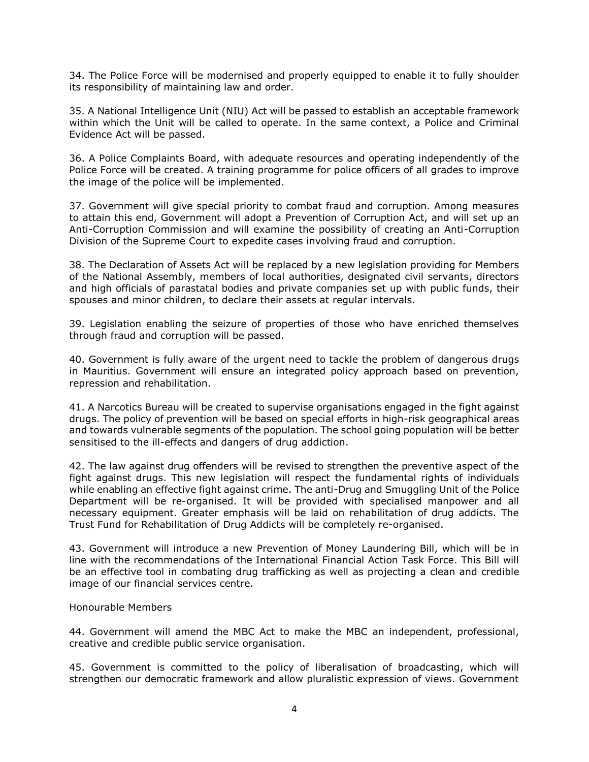34. The Police Force will be modernised and properly equipped to enable it to fully shoulder its responsibility of maintaining law and order.

35. A National Intelligence Unit (NIU) Act will be passed to establish an acceptable framework within which the Unit will be called to operate. In the same context, a Police and Criminal Evidence Act will be passed.

36. A Police Complaints Board, with adequate resources and operating independently of the Police Force will be created. A training programme for police officers of all grades to improve the image of the police will be implemented.

37. Government will give special priority to combat fraud and corruption. Among measures to attain this end, Government will adopt a Prevention of Corruption Act, and will set up an Anti-Corruption Commission and will examine the possibility of creating an Anti-Corruption Division of the Supreme Court to expedite cases involving fraud and corruption.

38. The Declaration of Assets Act will be replaced by a new legislation providing for Members of the National Assembly, members of local authorities, designated civil servants, directors and high officials of parastatal bodies and private companies set up with public funds, their spouses and minor children, to declare their assets at regular intervals.

39. Legislation enabling the seizure of properties of those who have enriched themselves through fraud and corruption will be passed.

40. Government is fully aware of the urgent need to tackle the problem of dangerous drugs in Mauritius. Government will ensure an integrated policy approach based on prevention, repression and rehabilitation.

41. A Narcotics Bureau will be created to supervise organisations engaged in the fight against drugs. The policy of prevention will be based on special efforts in high-risk geographical areas and towards vulnerable segments of the population. The school going population will be better sensitised to the ill-effects and dangers of drug addiction.

42. The law against drug offenders will be revised to strengthen the preventive aspect of the fight against drugs. This new legislation will respect the fundamental rights of individuals while enabling an effective fight against crime. The anti-Drug and Smuggling Unit of the Police Department will be re-organised. It will be provided with specialised manpower and all necessary equipment. Greater emphasis will be laid on rehabilitation of drug addicts. The Trust Fund for Rehabilitation of Drug Addicts will be completely re-organised.

43. Government will introduce a new Prevention of Money Laundering Bill, which will be in line with the recommendations of the International Financial Action Task Force. This Bill will be an effective tool in combating drug trafficking as well as projecting a clean and credible image of our financial services centre.

Honourable Members

44. Government will amend the MBC Act to make the MBC an independent, professional, creative and credible public service organisation.

45. Government is committed to the policy of liberalisation of broadcasting, which will strengthen our democratic framework and allow pluralistic expression of views. Government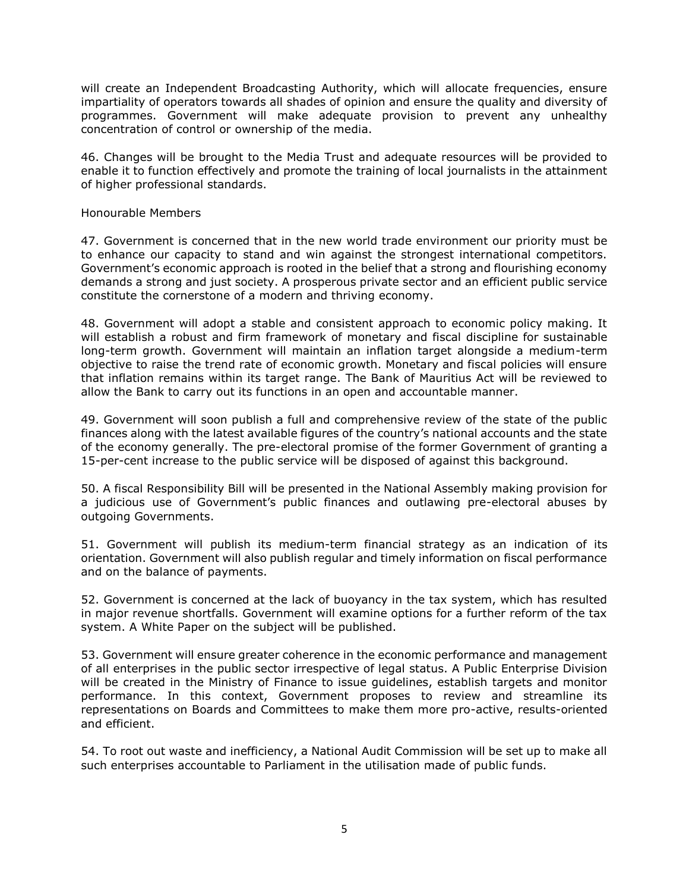will create an Independent Broadcasting Authority, which will allocate frequencies, ensure impartiality of operators towards all shades of opinion and ensure the quality and diversity of programmes. Government will make adequate provision to prevent any unhealthy concentration of control or ownership of the media.

46. Changes will be brought to the Media Trust and adequate resources will be provided to enable it to function effectively and promote the training of local journalists in the attainment of higher professional standards.

Honourable Members

47. Government is concerned that in the new world trade environment our priority must be to enhance our capacity to stand and win against the strongest international competitors. Government's economic approach is rooted in the belief that a strong and flourishing economy demands a strong and just society. A prosperous private sector and an efficient public service constitute the cornerstone of a modern and thriving economy.

48. Government will adopt a stable and consistent approach to economic policy making. It will establish a robust and firm framework of monetary and fiscal discipline for sustainable long-term growth. Government will maintain an inflation target alongside a medium-term objective to raise the trend rate of economic growth. Monetary and fiscal policies will ensure that inflation remains within its target range. The Bank of Mauritius Act will be reviewed to allow the Bank to carry out its functions in an open and accountable manner.

49. Government will soon publish a full and comprehensive review of the state of the public finances along with the latest available figures of the country's national accounts and the state of the economy generally. The pre-electoral promise of the former Government of granting a 15-per-cent increase to the public service will be disposed of against this background.

50. A fiscal Responsibility Bill will be presented in the National Assembly making provision for a judicious use of Government's public finances and outlawing pre-electoral abuses by outgoing Governments.

51. Government will publish its medium-term financial strategy as an indication of its orientation. Government will also publish regular and timely information on fiscal performance and on the balance of payments.

52. Government is concerned at the lack of buoyancy in the tax system, which has resulted in major revenue shortfalls. Government will examine options for a further reform of the tax system. A White Paper on the subject will be published.

53. Government will ensure greater coherence in the economic performance and management of all enterprises in the public sector irrespective of legal status. A Public Enterprise Division will be created in the Ministry of Finance to issue guidelines, establish targets and monitor performance. In this context, Government proposes to review and streamline its representations on Boards and Committees to make them more pro-active, results-oriented and efficient.

54. To root out waste and inefficiency, a National Audit Commission will be set up to make all such enterprises accountable to Parliament in the utilisation made of public funds.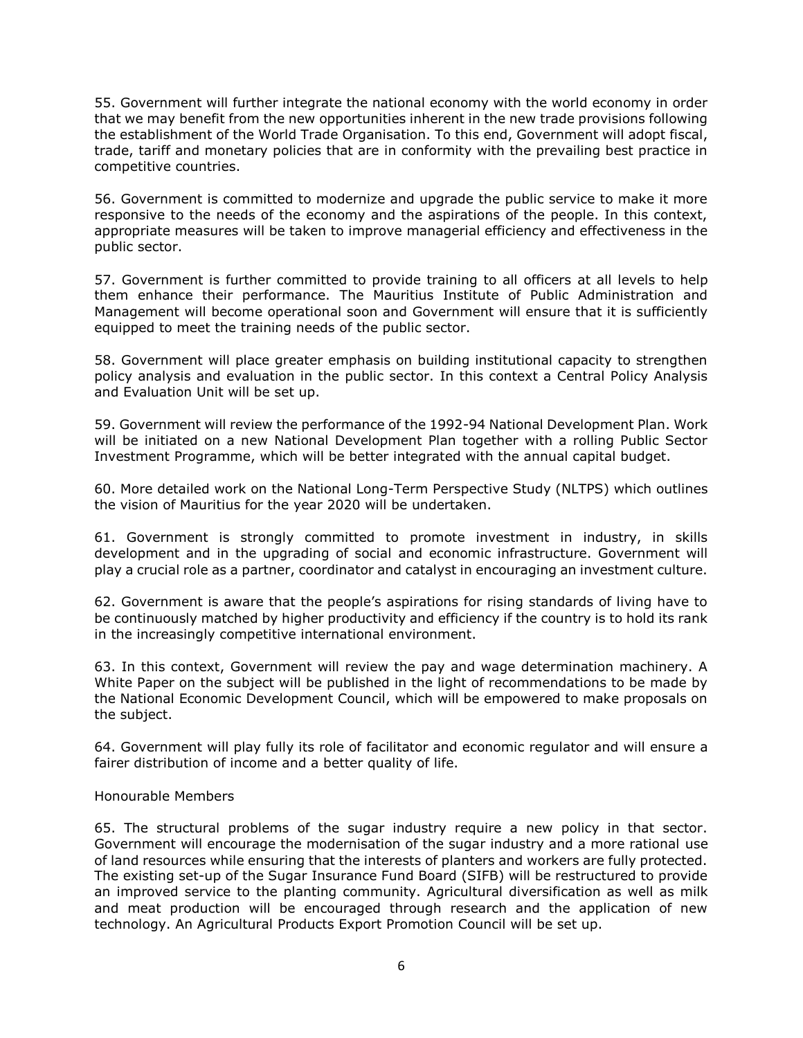55. Government will further integrate the national economy with the world economy in order that we may benefit from the new opportunities inherent in the new trade provisions following the establishment of the World Trade Organisation. To this end, Government will adopt fiscal, trade, tariff and monetary policies that are in conformity with the prevailing best practice in competitive countries.

56. Government is committed to modernize and upgrade the public service to make it more responsive to the needs of the economy and the aspirations of the people. In this context, appropriate measures will be taken to improve managerial efficiency and effectiveness in the public sector.

57. Government is further committed to provide training to all officers at all levels to help them enhance their performance. The Mauritius Institute of Public Administration and Management will become operational soon and Government will ensure that it is sufficiently equipped to meet the training needs of the public sector.

58. Government will place greater emphasis on building institutional capacity to strengthen policy analysis and evaluation in the public sector. In this context a Central Policy Analysis and Evaluation Unit will be set up.

59. Government will review the performance of the 1992-94 National Development Plan. Work will be initiated on a new National Development Plan together with a rolling Public Sector Investment Programme, which will be better integrated with the annual capital budget.

60. More detailed work on the National Long-Term Perspective Study (NLTPS) which outlines the vision of Mauritius for the year 2020 will be undertaken.

61. Government is strongly committed to promote investment in industry, in skills development and in the upgrading of social and economic infrastructure. Government will play a crucial role as a partner, coordinator and catalyst in encouraging an investment culture.

62. Government is aware that the people's aspirations for rising standards of living have to be continuously matched by higher productivity and efficiency if the country is to hold its rank in the increasingly competitive international environment.

63. In this context, Government will review the pay and wage determination machinery. A White Paper on the subject will be published in the light of recommendations to be made by the National Economic Development Council, which will be empowered to make proposals on the subject.

64. Government will play fully its role of facilitator and economic regulator and will ensure a fairer distribution of income and a better quality of life.

Honourable Members

65. The structural problems of the sugar industry require a new policy in that sector. Government will encourage the modernisation of the sugar industry and a more rational use of land resources while ensuring that the interests of planters and workers are fully protected. The existing set-up of the Sugar Insurance Fund Board (SIFB) will be restructured to provide an improved service to the planting community. Agricultural diversification as well as milk and meat production will be encouraged through research and the application of new technology. An Agricultural Products Export Promotion Council will be set up.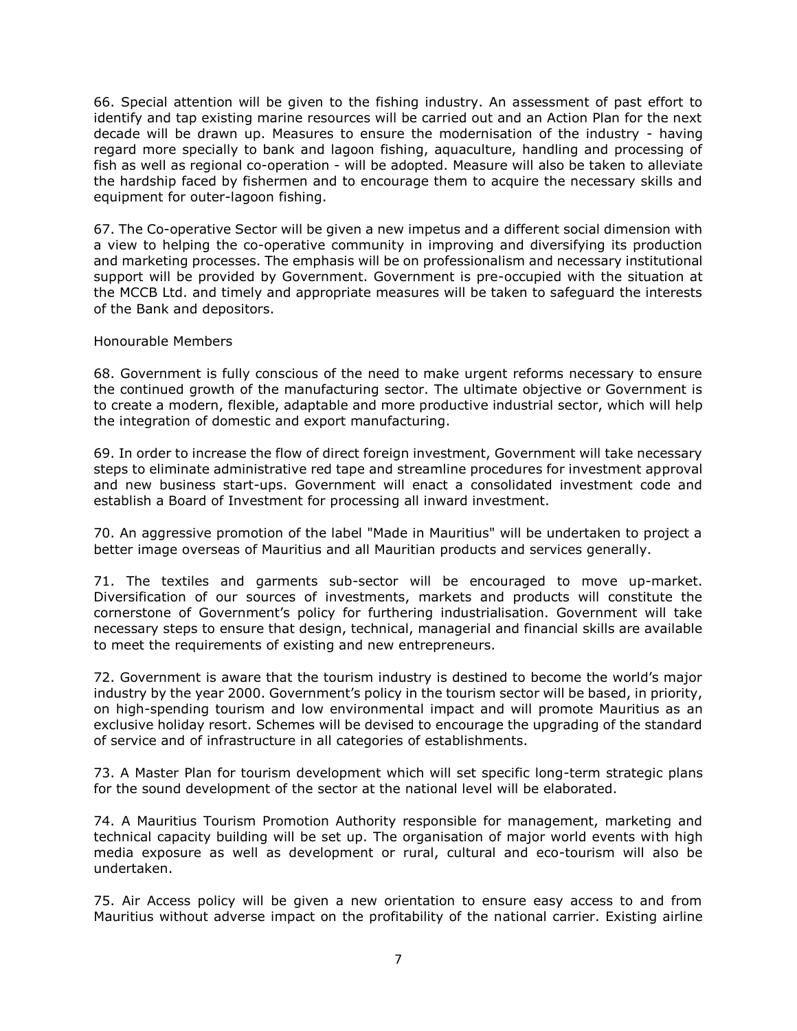66. Special attention will be given to the fishing industry. An assessment of past effort to identify and tap existing marine resources will be carried out and an Action Plan for the next decade will be drawn up. Measures to ensure the modernisation of the industry - having regard more specially to bank and lagoon fishing, aquaculture, handling and processing of fish as well as regional co-operation - will be adopted. Measure will also be taken to alleviate the hardship faced by fishermen and to encourage them to acquire the necessary skills and equipment for outer-lagoon fishing.

67. The Co-operative Sector will be given a new impetus and a different social dimension with a view to helping the co-operative community in improving and diversifying its production and marketing processes. The emphasis will be on professionalism and necessary institutional support will be provided by Government. Government is pre-occupied with the situation at the MCCB Ltd. and timely and appropriate measures will be taken to safeguard the interests of the Bank and depositors.

Honourable Members

68. Government is fully conscious of the need to make urgent reforms necessary to ensure the continued growth of the manufacturing sector. The ultimate objective or Government is to create a modern, flexible, adaptable and more productive industrial sector, which will help the integration of domestic and export manufacturing.

69. In order to increase the flow of direct foreign investment, Government will take necessary steps to eliminate administrative red tape and streamline procedures for investment approval and new business start-ups. Government will enact a consolidated investment code and establish a Board of Investment for processing all inward investment.

70. An aggressive promotion of the label "Made in Mauritius" will be undertaken to project a better image overseas of Mauritius and all Mauritian products and services generally.

71. The textiles and garments sub-sector will be encouraged to move up-market. Diversification of our sources of investments, markets and products will constitute the cornerstone of Government's policy for furthering industrialisation. Government will take necessary steps to ensure that design, technical, managerial and financial skills are available to meet the requirements of existing and new entrepreneurs.

72. Government is aware that the tourism industry is destined to become the world's major industry by the year 2000. Government's policy in the tourism sector will be based, in priority, on high-spending tourism and low environmental impact and will promote Mauritius as an exclusive holiday resort. Schemes will be devised to encourage the upgrading of the standard of service and of infrastructure in all categories of establishments.

73. A Master Plan for tourism development which will set specific long-term strategic plans for the sound development of the sector at the national level will be elaborated.

74. A Mauritius Tourism Promotion Authority responsible for management, marketing and technical capacity building will be set up. The organisation of major world events with high media exposure as well as development or rural, cultural and eco-tourism will also be undertaken.

75. Air Access policy will be given a new orientation to ensure easy access to and from Mauritius without adverse impact on the profitability of the national carrier. Existing airline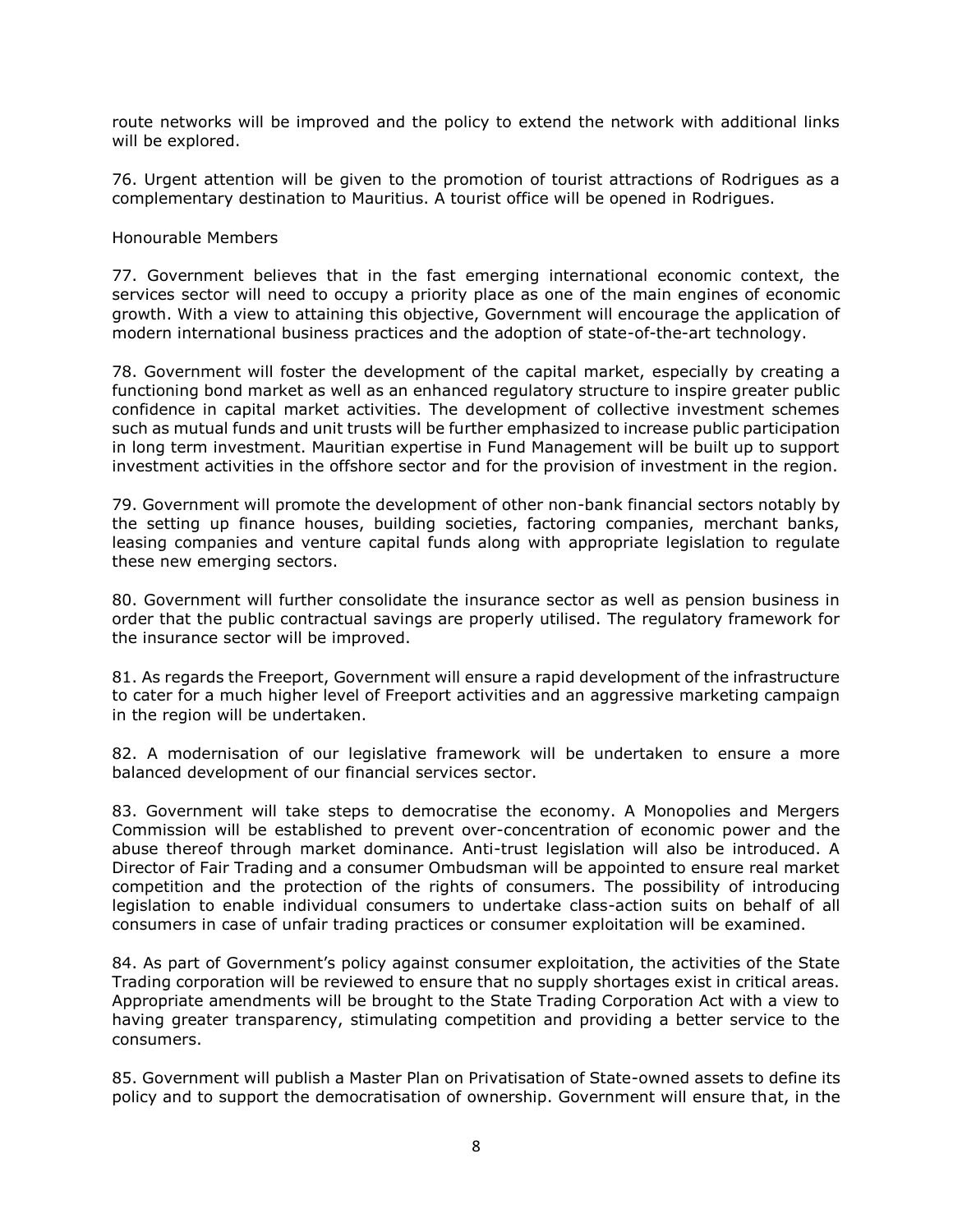route networks will be improved and the policy to extend the network with additional links will be explored.

76. Urgent attention will be given to the promotion of tourist attractions of Rodrigues as a complementary destination to Mauritius. A tourist office will be opened in Rodrigues.

Honourable Members

77. Government believes that in the fast emerging international economic context, the services sector will need to occupy a priority place as one of the main engines of economic growth. With a view to attaining this objective, Government will encourage the application of modern international business practices and the adoption of state-of-the-art technology.

78. Government will foster the development of the capital market, especially by creating a functioning bond market as well as an enhanced regulatory structure to inspire greater public confidence in capital market activities. The development of collective investment schemes such as mutual funds and unit trusts will be further emphasized to increase public participation in long term investment. Mauritian expertise in Fund Management will be built up to support investment activities in the offshore sector and for the provision of investment in the region.

79. Government will promote the development of other non-bank financial sectors notably by the setting up finance houses, building societies, factoring companies, merchant banks, leasing companies and venture capital funds along with appropriate legislation to regulate these new emerging sectors.

80. Government will further consolidate the insurance sector as well as pension business in order that the public contractual savings are properly utilised. The regulatory framework for the insurance sector will be improved.

81. As regards the Freeport, Government will ensure a rapid development of the infrastructure to cater for a much higher level of Freeport activities and an aggressive marketing campaign in the region will be undertaken.

82. A modernisation of our legislative framework will be undertaken to ensure a more balanced development of our financial services sector.

83. Government will take steps to democratise the economy. A Monopolies and Mergers Commission will be established to prevent over-concentration of economic power and the abuse thereof through market dominance. Anti-trust legislation will also be introduced. A Director of Fair Trading and a consumer Ombudsman will be appointed to ensure real market competition and the protection of the rights of consumers. The possibility of introducing legislation to enable individual consumers to undertake class-action suits on behalf of all consumers in case of unfair trading practices or consumer exploitation will be examined.

84. As part of Government's policy against consumer exploitation, the activities of the State Trading corporation will be reviewed to ensure that no supply shortages exist in critical areas. Appropriate amendments will be brought to the State Trading Corporation Act with a view to having greater transparency, stimulating competition and providing a better service to the consumers.

85. Government will publish a Master Plan on Privatisation of State-owned assets to define its policy and to support the democratisation of ownership. Government will ensure that, in the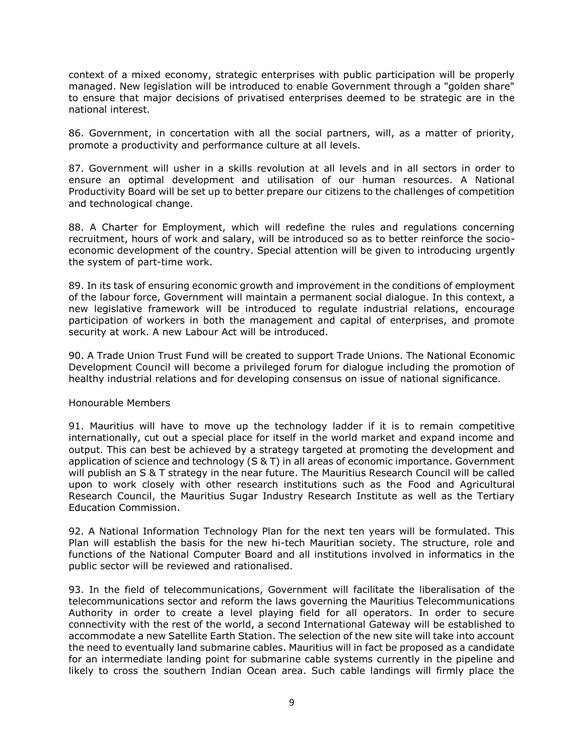context of a mixed economy, strategic enterprises with public participation will be properly managed. New legislation will be introduced to enable Government through a "golden share" to ensure that major decisions of privatised enterprises deemed to be strategic are in the national interest.

86. Government, in concertation with all the social partners, will, as a matter of priority, promote a productivity and performance culture at all levels.

87. Government will usher in a skills revolution at all levels and in all sectors in order to ensure an optimal development and utilisation of our human resources. A National Productivity Board will be set up to better prepare our citizens to the challenges of competition and technological change.

88. A Charter for Employment, which will redefine the rules and regulations concerning recruitment, hours of work and salary, will be introduced so as to better reinforce the socio-economic development of the country. Special attention will be given to introducing urgently the system of part-time work.

89. In its task of ensuring economic growth and improvement in the conditions of employment of the labour force, Government will maintain a permanent social dialogue. In this context, a new legislative framework will be introduced to regulate industrial relations, encourage participation of workers in both the management and capital of enterprises, and promote security at work. A new Labour Act will be introduced.

90. A Trade Union Trust Fund will be created to support Trade Unions. The National Economic Development Council will become a privileged forum for dialogue including the promotion of healthy industrial relations and for developing consensus on issue of national significance.

Honourable Members

91. Mauritius will have to move up the technology ladder if it is to remain competitive internationally, cut out a special place for itself in the world market and expand income and output. This can best be achieved by a strategy targeted at promoting the development and application of science and technology (S & T) in all areas of economic importance. Government will publish an S & T strategy in the near future. The Mauritius Research Council will be called upon to work closely with other research institutions such as the Food and Agricultural Research Council, the Mauritius Sugar Industry Research Institute as well as the Tertiary Education Commission.

92. A National Information Technology Plan for the next ten years will be formulated. This Plan will establish the basis for the new hi-tech Mauritian society. The structure, role and functions of the National Computer Board and all institutions involved in informatics in the public sector will be reviewed and rationalised.

93. In the field of telecommunications, Government will facilitate the liberalisation of the telecommunications sector and reform the laws governing the Mauritius Telecommunications Authority in order to create a level playing field for all operators. In order to secure connectivity with the rest of the world, a second International Gateway will be established to accommodate a new Satellite Earth Station. The selection of the new site will take into account the need to eventually land submarine cables. Mauritius will in fact be proposed as a candidate for an intermediate landing point for submarine cable systems currently in the pipeline and likely to cross the southern Indian Ocean area. Such cable landings will firmly place the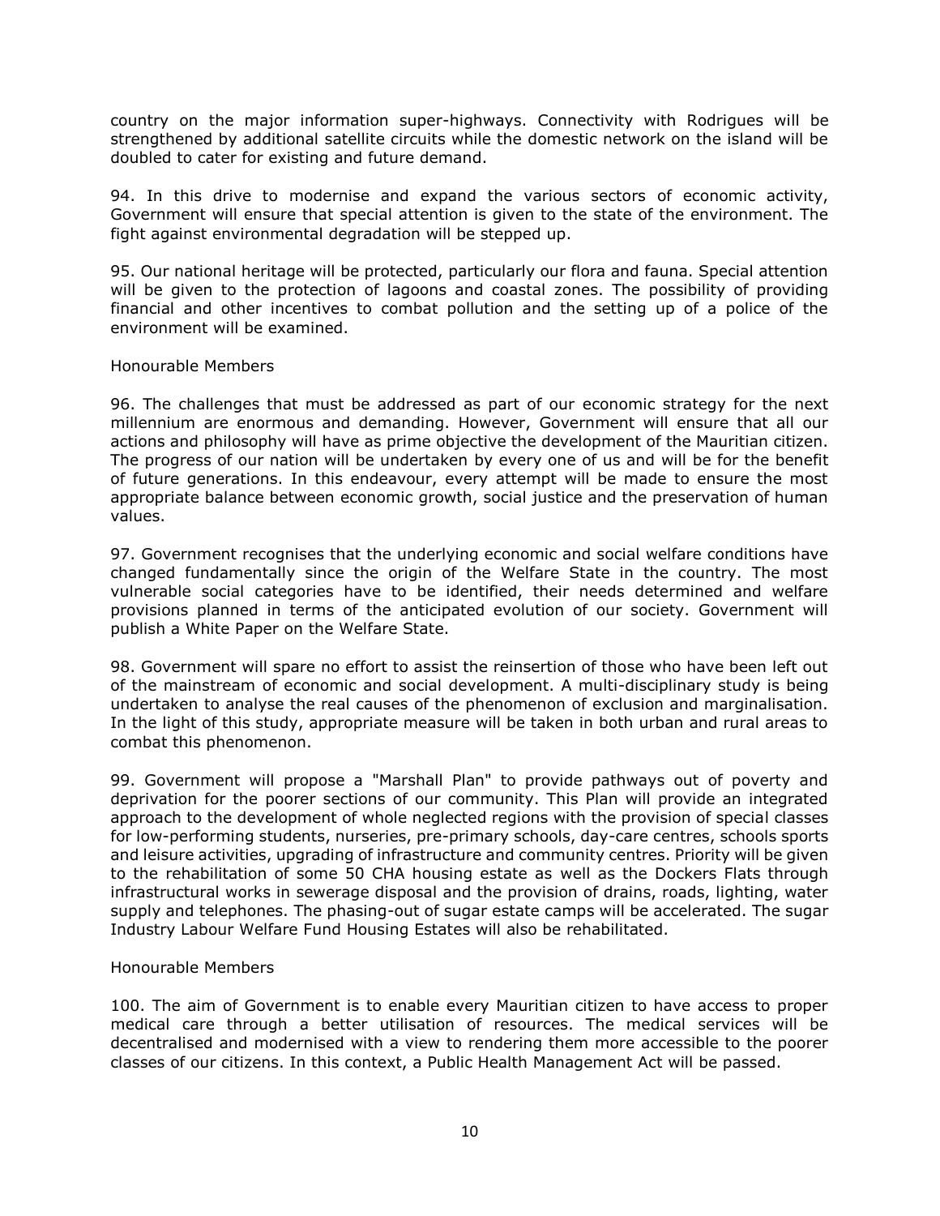country on the major information super-highways. Connectivity with Rodrigues will be strengthened by additional satellite circuits while the domestic network on the island will be doubled to cater for existing and future demand.

94. In this drive to modernise and expand the various sectors of economic activity, Government will ensure that special attention is given to the state of the environment. The fight against environmental degradation will be stepped up.

95. Our national heritage will be protected, particularly our flora and fauna. Special attention will be given to the protection of lagoons and coastal zones. The possibility of providing financial and other incentives to combat pollution and the setting up of a police of the environment will be examined.

Honourable Members

96. The challenges that must be addressed as part of our economic strategy for the next millennium are enormous and demanding. However, Government will ensure that all our actions and philosophy will have as prime objective the development of the Mauritian citizen. The progress of our nation will be undertaken by every one of us and will be for the benefit of future generations. In this endeavour, every attempt will be made to ensure the most appropriate balance between economic growth, social justice and the preservation of human values.

97. Government recognises that the underlying economic and social welfare conditions have changed fundamentally since the origin of the Welfare State in the country. The most vulnerable social categories have to be identified, their needs determined and welfare provisions planned in terms of the anticipated evolution of our society. Government will publish a White Paper on the Welfare State.

98. Government will spare no effort to assist the reinsertion of those who have been left out of the mainstream of economic and social development. A multi-disciplinary study is being undertaken to analyse the real causes of the phenomenon of exclusion and marginalisation. In the light of this study, appropriate measure will be taken in both urban and rural areas to combat this phenomenon.

99. Government will propose a "Marshall Plan" to provide pathways out of poverty and deprivation for the poorer sections of our community. This Plan will provide an integrated approach to the development of whole neglected regions with the provision of special classes for low-performing students, nurseries, pre-primary schools, day-care centres, schools sports and leisure activities, upgrading of infrastructure and community centres. Priority will be given to the rehabilitation of some 50 CHA housing estate as well as the Dockers Flats through infrastructural works in sewerage disposal and the provision of drains, roads, lighting, water supply and telephones. The phasing-out of sugar estate camps will be accelerated. The sugar Industry Labour Welfare Fund Housing Estates will also be rehabilitated.

Honourable Members

100. The aim of Government is to enable every Mauritian citizen to have access to proper medical care through a better utilisation of resources. The medical services will be decentralised and modernised with a view to rendering them more accessible to the poorer classes of our citizens. In this context, a Public Health Management Act will be passed.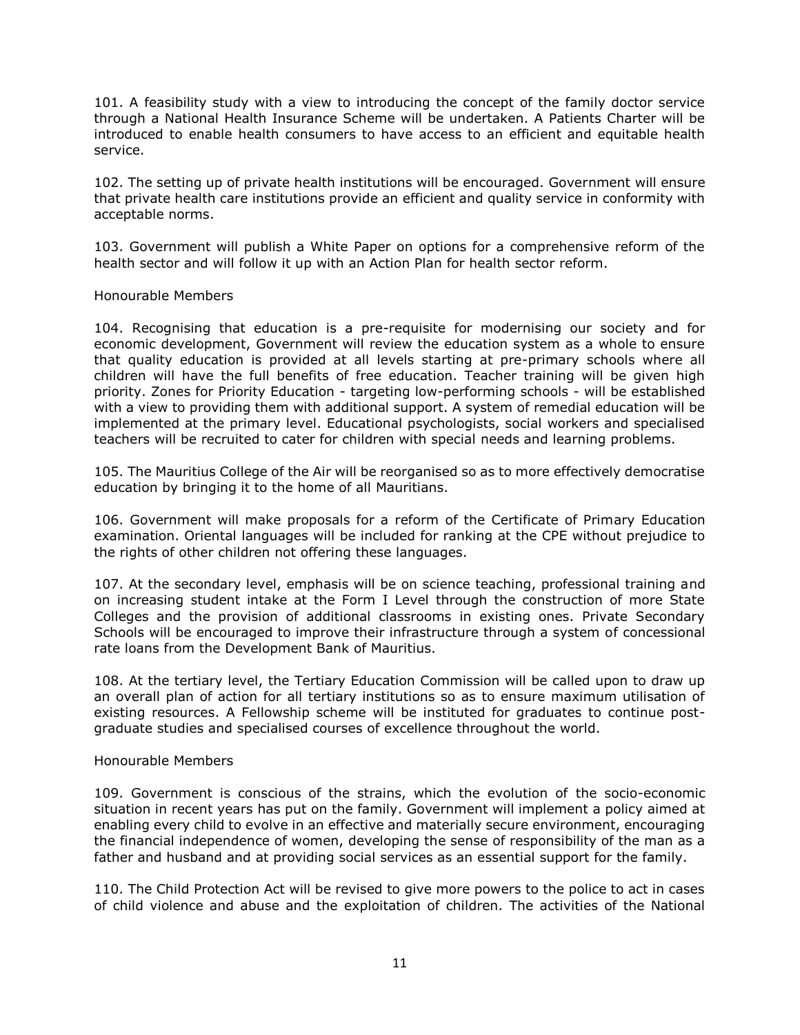101. A feasibility study with a view to introducing the concept of the family doctor service through a National Health Insurance Scheme will be undertaken. A Patients Charter will be introduced to enable health consumers to have access to an efficient and equitable health service.

102. The setting up of private health institutions will be encouraged. Government will ensure that private health care institutions provide an efficient and quality service in conformity with acceptable norms.

103. Government will publish a White Paper on options for a comprehensive reform of the health sector and will follow it up with an Action Plan for health sector reform.

Honourable Members

104. Recognising that education is a pre-requisite for modernising our society and for economic development, Government will review the education system as a whole to ensure that quality education is provided at all levels starting at pre-primary schools where all children will have the full benefits of free education. Teacher training will be given high priority. Zones for Priority Education - targeting low-performing schools - will be established with a view to providing them with additional support. A system of remedial education will be implemented at the primary level. Educational psychologists, social workers and specialised teachers will be recruited to cater for children with special needs and learning problems.

105. The Mauritius College of the Air will be reorganised so as to more effectively democratise education by bringing it to the home of all Mauritians.

106. Government will make proposals for a reform of the Certificate of Primary Education examination. Oriental languages will be included for ranking at the CPE without prejudice to the rights of other children not offering these languages.

107. At the secondary level, emphasis will be on science teaching, professional training and on increasing student intake at the Form I Level through the construction of more State Colleges and the provision of additional classrooms in existing ones. Private Secondary Schools will be encouraged to improve their infrastructure through a system of concessional rate loans from the Development Bank of Mauritius.

108. At the tertiary level, the Tertiary Education Commission will be called upon to draw up an overall plan of action for all tertiary institutions so as to ensure maximum utilisation of existing resources. A Fellowship scheme will be instituted for graduates to continue post-graduate studies and specialised courses of excellence throughout the world.

Honourable Members

109. Government is conscious of the strains, which the evolution of the socio-economic situation in recent years has put on the family. Government will implement a policy aimed at enabling every child to evolve in an effective and materially secure environment, encouraging the financial independence of women, developing the sense of responsibility of the man as a father and husband and at providing social services as an essential support for the family.

110. The Child Protection Act will be revised to give more powers to the police to act in cases of child violence and abuse and the exploitation of children. The activities of the National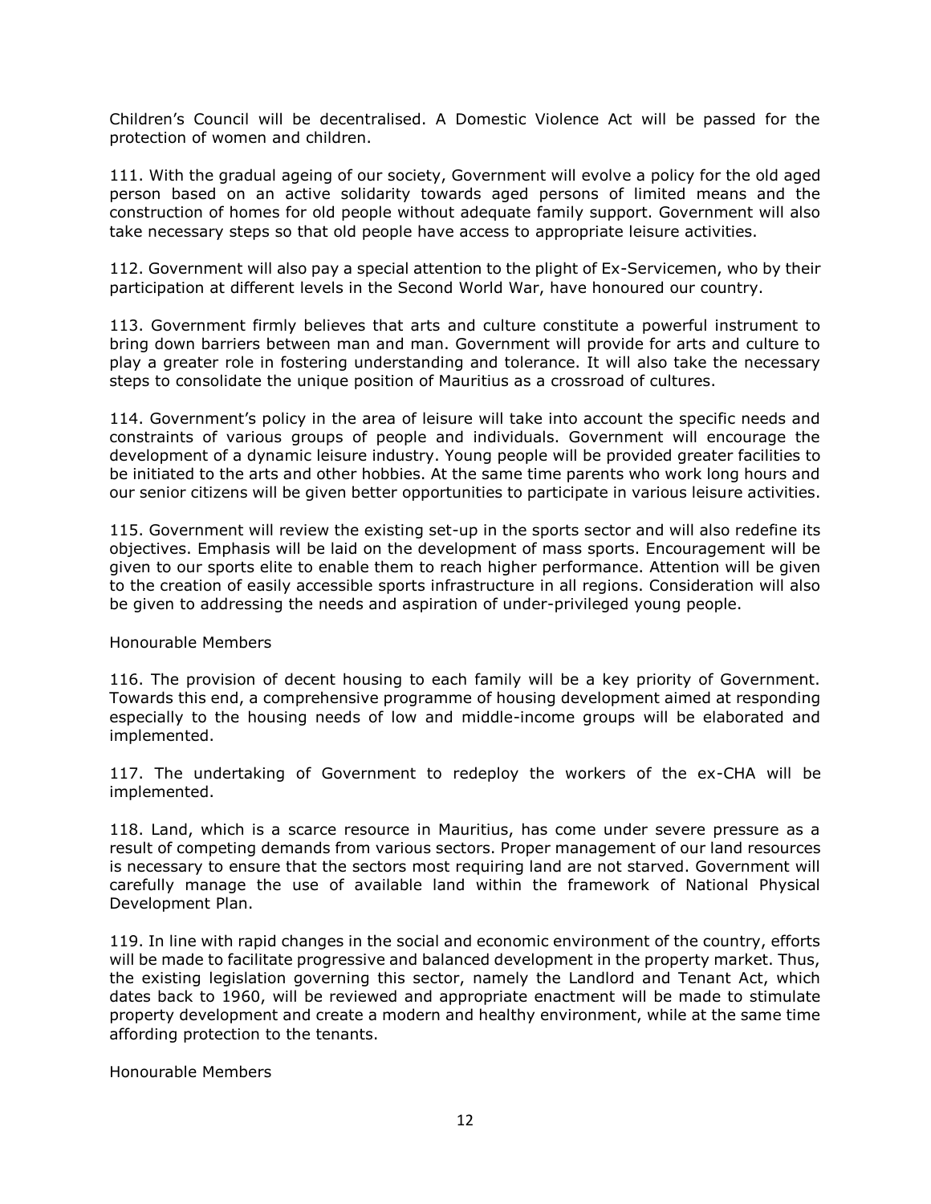Children's Council will be decentralised. A Domestic Violence Act will be passed for the protection of women and children.

111. With the gradual ageing of our society, Government will evolve a policy for the old aged person based on an active solidarity towards aged persons of limited means and the construction of homes for old people without adequate family support. Government will also take necessary steps so that old people have access to appropriate leisure activities.

112. Government will also pay a special attention to the plight of Ex-Servicemen, who by their participation at different levels in the Second World War, have honoured our country.

113. Government firmly believes that arts and culture constitute a powerful instrument to bring down barriers between man and man. Government will provide for arts and culture to play a greater role in fostering understanding and tolerance. It will also take the necessary steps to consolidate the unique position of Mauritius as a crossroad of cultures.

114. Government's policy in the area of leisure will take into account the specific needs and constraints of various groups of people and individuals. Government will encourage the development of a dynamic leisure industry. Young people will be provided greater facilities to be initiated to the arts and other hobbies. At the same time parents who work long hours and our senior citizens will be given better opportunities to participate in various leisure activities.

115. Government will review the existing set-up in the sports sector and will also redefine its objectives. Emphasis will be laid on the development of mass sports. Encouragement will be given to our sports elite to enable them to reach higher performance. Attention will be given to the creation of easily accessible sports infrastructure in all regions. Consideration will also be given to addressing the needs and aspiration of under-privileged young people.

Honourable Members

116. The provision of decent housing to each family will be a key priority of Government. Towards this end, a comprehensive programme of housing development aimed at responding especially to the housing needs of low and middle-income groups will be elaborated and implemented.

117. The undertaking of Government to redeploy the workers of the ex-CHA will be implemented.

118. Land, which is a scarce resource in Mauritius, has come under severe pressure as a result of competing demands from various sectors. Proper management of our land resources is necessary to ensure that the sectors most requiring land are not starved. Government will carefully manage the use of available land within the framework of National Physical Development Plan.

119. In line with rapid changes in the social and economic environment of the country, efforts will be made to facilitate progressive and balanced development in the property market. Thus, the existing legislation governing this sector, namely the Landlord and Tenant Act, which dates back to 1960, will be reviewed and appropriate enactment will be made to stimulate property development and create a modern and healthy environment, while at the same time affording protection to the tenants.

Honourable Members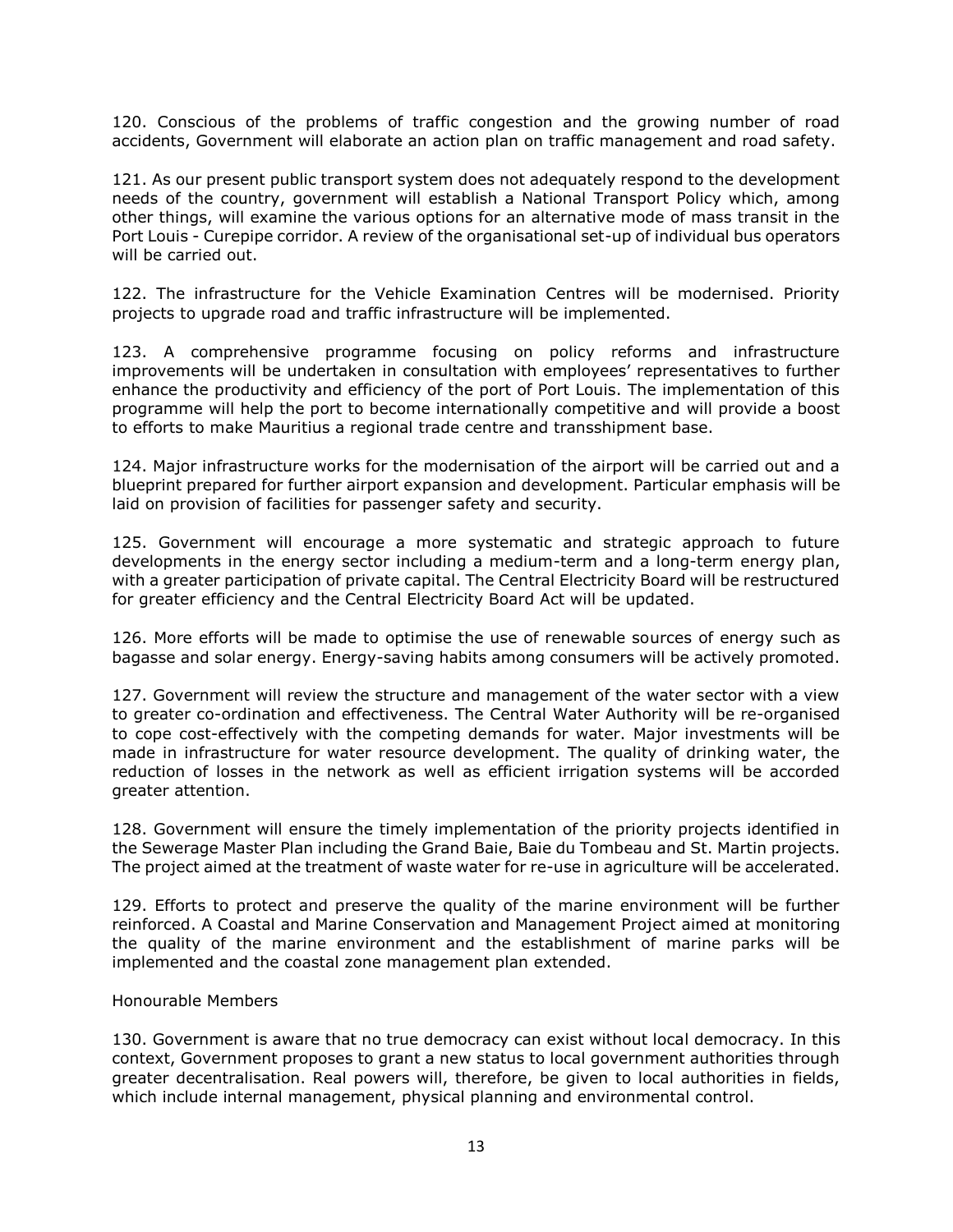120. Conscious of the problems of traffic congestion and the growing number of road accidents, Government will elaborate an action plan on traffic management and road safety.

121. As our present public transport system does not adequately respond to the development needs of the country, government will establish a National Transport Policy which, among other things, will examine the various options for an alternative mode of mass transit in the Port Louis - Curepipe corridor. A review of the organisational set-up of individual bus operators will be carried out.

122. The infrastructure for the Vehicle Examination Centres will be modernised. Priority projects to upgrade road and traffic infrastructure will be implemented.

123. A comprehensive programme focusing on policy reforms and infrastructure improvements will be undertaken in consultation with employees' representatives to further enhance the productivity and efficiency of the port of Port Louis. The implementation of this programme will help the port to become internationally competitive and will provide a boost to efforts to make Mauritius a regional trade centre and transshipment base.

124. Major infrastructure works for the modernisation of the airport will be carried out and a blueprint prepared for further airport expansion and development. Particular emphasis will be laid on provision of facilities for passenger safety and security.

125. Government will encourage a more systematic and strategic approach to future developments in the energy sector including a medium-term and a long-term energy plan, with a greater participation of private capital. The Central Electricity Board will be restructured for greater efficiency and the Central Electricity Board Act will be updated.

126. More efforts will be made to optimise the use of renewable sources of energy such as bagasse and solar energy. Energy-saving habits among consumers will be actively promoted.

127. Government will review the structure and management of the water sector with a view to greater co-ordination and effectiveness. The Central Water Authority will be re-organised to cope cost-effectively with the competing demands for water. Major investments will be made in infrastructure for water resource development. The quality of drinking water, the reduction of losses in the network as well as efficient irrigation systems will be accorded greater attention.

128. Government will ensure the timely implementation of the priority projects identified in the Sewerage Master Plan including the Grand Baie, Baie du Tombeau and St. Martin projects. The project aimed at the treatment of waste water for re-use in agriculture will be accelerated.

129. Efforts to protect and preserve the quality of the marine environment will be further reinforced. A Coastal and Marine Conservation and Management Project aimed at monitoring the quality of the marine environment and the establishment of marine parks will be implemented and the coastal zone management plan extended.

Honourable Members

130. Government is aware that no true democracy can exist without local democracy. In this context, Government proposes to grant a new status to local government authorities through greater decentralisation. Real powers will, therefore, be given to local authorities in fields, which include internal management, physical planning and environmental control.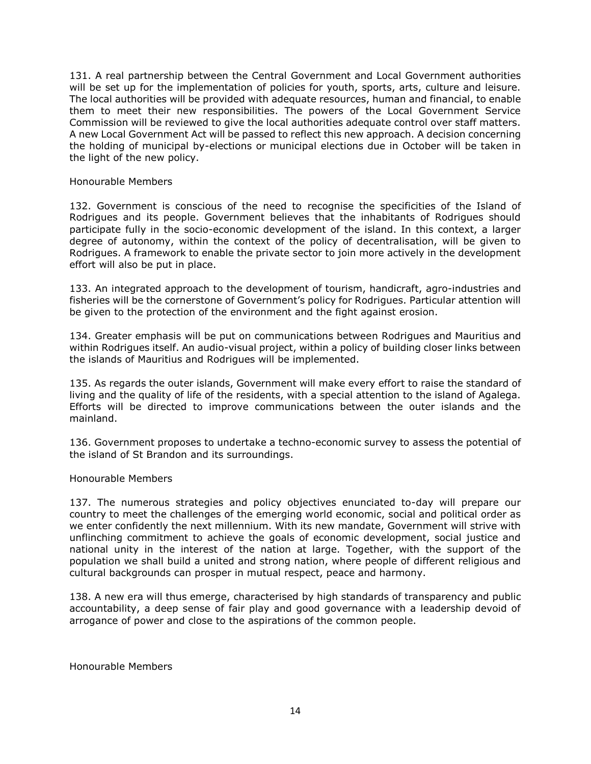131. A real partnership between the Central Government and Local Government authorities will be set up for the implementation of policies for youth, sports, arts, culture and leisure. The local authorities will be provided with adequate resources, human and financial, to enable them to meet their new responsibilities. The powers of the Local Government Service Commission will be reviewed to give the local authorities adequate control over staff matters. A new Local Government Act will be passed to reflect this new approach. A decision concerning the holding of municipal by-elections or municipal elections due in October will be taken in the light of the new policy.

Honourable Members

132. Government is conscious of the need to recognise the specificities of the Island of Rodrigues and its people. Government believes that the inhabitants of Rodrigues should participate fully in the socio-economic development of the island. In this context, a larger degree of autonomy, within the context of the policy of decentralisation, will be given to Rodrigues. A framework to enable the private sector to join more actively in the development effort will also be put in place.

133. An integrated approach to the development of tourism, handicraft, agro-industries and fisheries will be the cornerstone of Government's policy for Rodrigues. Particular attention will be given to the protection of the environment and the fight against erosion.

134. Greater emphasis will be put on communications between Rodrigues and Mauritius and within Rodrigues itself. An audio-visual project, within a policy of building closer links between the islands of Mauritius and Rodrigues will be implemented.

135. As regards the outer islands, Government will make every effort to raise the standard of living and the quality of life of the residents, with a special attention to the island of Agalega. Efforts will be directed to improve communications between the outer islands and the mainland.

136. Government proposes to undertake a techno-economic survey to assess the potential of the island of St Brandon and its surroundings.

Honourable Members

137. The numerous strategies and policy objectives enunciated to-day will prepare our country to meet the challenges of the emerging world economic, social and political order as we enter confidently the next millennium. With its new mandate, Government will strive with unflinching commitment to achieve the goals of economic development, social justice and national unity in the interest of the nation at large. Together, with the support of the population we shall build a united and strong nation, where people of different religious and cultural backgrounds can prosper in mutual respect, peace and harmony.

138. A new era will thus emerge, characterised by high standards of transparency and public accountability, a deep sense of fair play and good governance with a leadership devoid of arrogance of power and close to the aspirations of the common people.

Honourable Members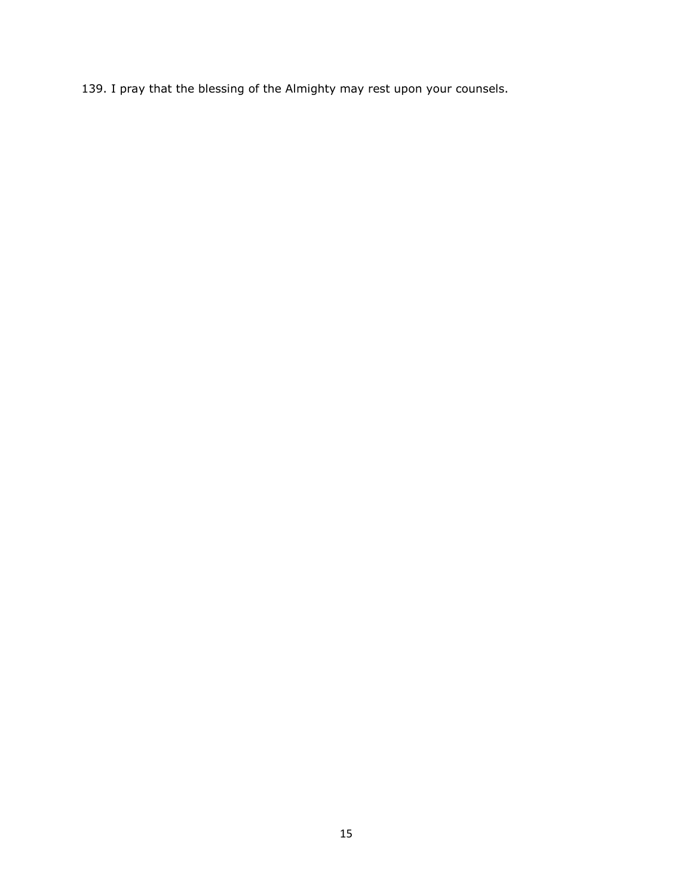139. I pray that the blessing of the Almighty may rest upon your counsels.